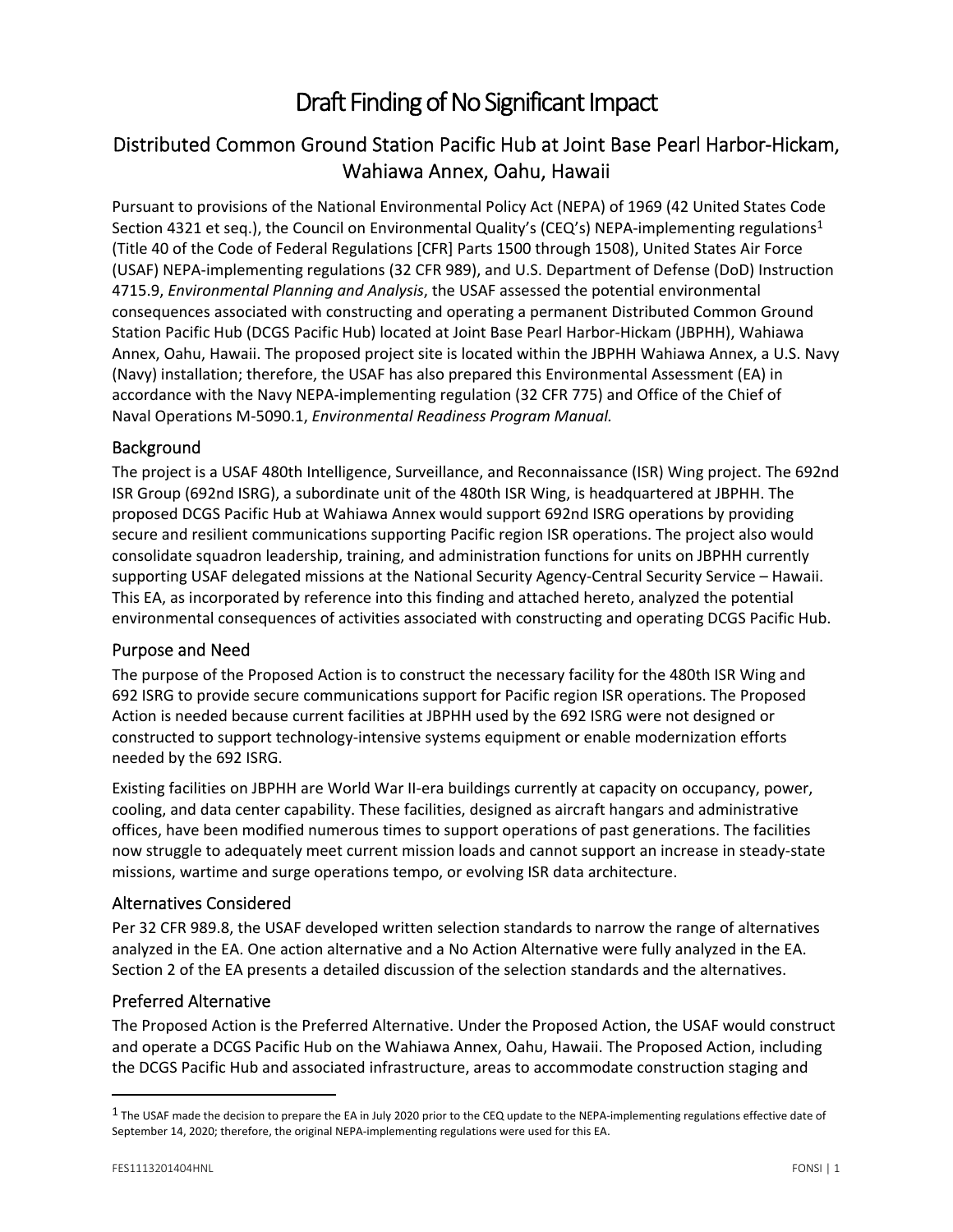# Draft Finding of No Significant Impact

## Distributed Common Ground Station Pacific Hub at Joint Base Pearl Harbor-Hickam, Wahiawa Annex, Oahu, Hawaii

Pursuant to provisions of the National Environmental Policy Act (NEPA) of 1969 (42 United States Code Section 4321 et seq.), the Council on Environmental Quality's (CEQ's) NEPA-implementing regulations[1] (Title 40 of the Code of Federal Regulations [CFR] Parts 1500 through 1508), United States Air Force (USAF) NEPA-implementing regulations (32 CFR 989), and U.S. Department of Defense (DoD) Instruction 4715.9, *Environmental Planning and Analysis*, the USAF assessed the potential environmental consequences associated with constructing and operating a permanent Distributed Common Ground Station Pacific Hub (DCGS Pacific Hub) located at Joint Base Pearl Harbor-Hickam (JBPHH), Wahiawa Annex, Oahu, Hawaii. The proposed project site is located within the JBPHH Wahiawa Annex, a U.S. Navy (Navy) installation; therefore, the USAF has also prepared this Environmental Assessment (EA) in accordance with the Navy NEPA-implementing regulation (32 CFR 775) and Office of the Chief of Naval Operations M-5090.1, *Environmental Readiness Program Manual.*

### Background

The project is a USAF 480th Intelligence, Surveillance, and Reconnaissance (ISR) Wing project. The 692nd ISR Group (692nd ISRG), a subordinate unit of the 480th ISR Wing, is headquartered at JBPHH. The proposed DCGS Pacific Hub at Wahiawa Annex would support 692nd ISRG operations by providing secure and resilient communications supporting Pacific region ISR operations. The project also would consolidate squadron leadership, training, and administration functions for units on JBPHH currently supporting USAF delegated missions at the National Security Agency-Central Security Service – Hawaii. This EA, as incorporated by reference into this finding and attached hereto, analyzed the potential environmental consequences of activities associated with constructing and operating DCGS Pacific Hub.

### Purpose and Need

The purpose of the Proposed Action is to construct the necessary facility for the 480th ISR Wing and 692 ISRG to provide secure communications support for Pacific region ISR operations. The Proposed Action is needed because current facilities at JBPHH used by the 692 ISRG were not designed or constructed to support technology-intensive systems equipment or enable modernization efforts needed by the 692 ISRG.

Existing facilities on JBPHH are World War II-era buildings currently at capacity on occupancy, power, cooling, and data center capability. These facilities, designed as aircraft hangars and administrative offices, have been modified numerous times to support operations of past generations. The facilities now struggle to adequately meet current mission loads and cannot support an increase in steady-state missions, wartime and surge operations tempo, or evolving ISR data architecture.

### Alternatives Considered

Per 32 CFR 989.8, the USAF developed written selection standards to narrow the range of alternatives analyzed in the EA. One action alternative and a No Action Alternative were fully analyzed in the EA. Section 2 of the EA presents a detailed discussion of the selection standards and the alternatives.

### Preferred Alternative

The Proposed Action is the Preferred Alternative. Under the Proposed Action, the USAF would construct and operate a DCGS Pacific Hub on the Wahiawa Annex, Oahu, Hawaii. The Proposed Action, including the DCGS Pacific Hub and associated infrastructure, areas to accommodate construction staging and

---

[1] The USAF made the decision to prepare the EA in July 2020 prior to the CEQ update to the NEPA-implementing regulations effective date of September 14, 2020; therefore, the original NEPA-implementing regulations were used for this EA.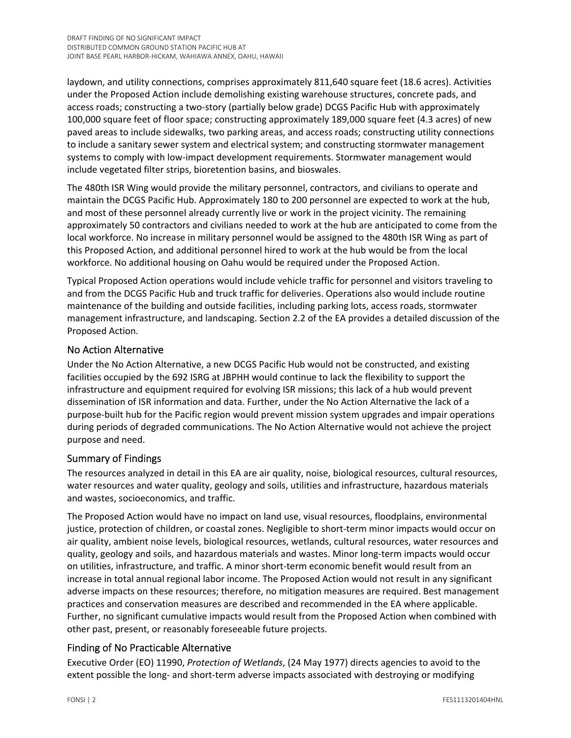laydown, and utility connections, comprises approximately 811,640 square feet (18.6 acres). Activities under the Proposed Action include demolishing existing warehouse structures, concrete pads, and access roads; constructing a two-story (partially below grade) DCGS Pacific Hub with approximately 100,000 square feet of floor space; constructing approximately 189,000 square feet (4.3 acres) of new paved areas to include sidewalks, two parking areas, and access roads; constructing utility connections to include a sanitary sewer system and electrical system; and constructing stormwater management systems to comply with low-impact development requirements. Stormwater management would include vegetated filter strips, bioretention basins, and bioswales.

The 480th ISR Wing would provide the military personnel, contractors, and civilians to operate and maintain the DCGS Pacific Hub. Approximately 180 to 200 personnel are expected to work at the hub, and most of these personnel already currently live or work in the project vicinity. The remaining approximately 50 contractors and civilians needed to work at the hub are anticipated to come from the local workforce. No increase in military personnel would be assigned to the 480th ISR Wing as part of this Proposed Action, and additional personnel hired to work at the hub would be from the local workforce. No additional housing on Oahu would be required under the Proposed Action.

Typical Proposed Action operations would include vehicle traffic for personnel and visitors traveling to and from the DCGS Pacific Hub and truck traffic for deliveries. Operations also would include routine maintenance of the building and outside facilities, including parking lots, access roads, stormwater management infrastructure, and landscaping. Section 2.2 of the EA provides a detailed discussion of the Proposed Action.

## No Action Alternative

Under the No Action Alternative, a new DCGS Pacific Hub would not be constructed, and existing facilities occupied by the 692 ISRG at JBPHH would continue to lack the flexibility to support the infrastructure and equipment required for evolving ISR missions; this lack of a hub would prevent dissemination of ISR information and data. Further, under the No Action Alternative the lack of a purpose-built hub for the Pacific region would prevent mission system upgrades and impair operations during periods of degraded communications. The No Action Alternative would not achieve the project purpose and need.

## Summary of Findings

The resources analyzed in detail in this EA are air quality, noise, biological resources, cultural resources, water resources and water quality, geology and soils, utilities and infrastructure, hazardous materials and wastes, socioeconomics, and traffic.

The Proposed Action would have no impact on land use, visual resources, floodplains, environmental justice, protection of children, or coastal zones. Negligible to short-term minor impacts would occur on air quality, ambient noise levels, biological resources, wetlands, cultural resources, water resources and quality, geology and soils, and hazardous materials and wastes. Minor long-term impacts would occur on utilities, infrastructure, and traffic. A minor short-term economic benefit would result from an increase in total annual regional labor income. The Proposed Action would not result in any significant adverse impacts on these resources; therefore, no mitigation measures are required. Best management practices and conservation measures are described and recommended in the EA where applicable. Further, no significant cumulative impacts would result from the Proposed Action when combined with other past, present, or reasonably foreseeable future projects.

## Finding of No Practicable Alternative

Executive Order (EO) 11990, *Protection of Wetlands*, (24 May 1977) directs agencies to avoid to the extent possible the long- and short-term adverse impacts associated with destroying or modifying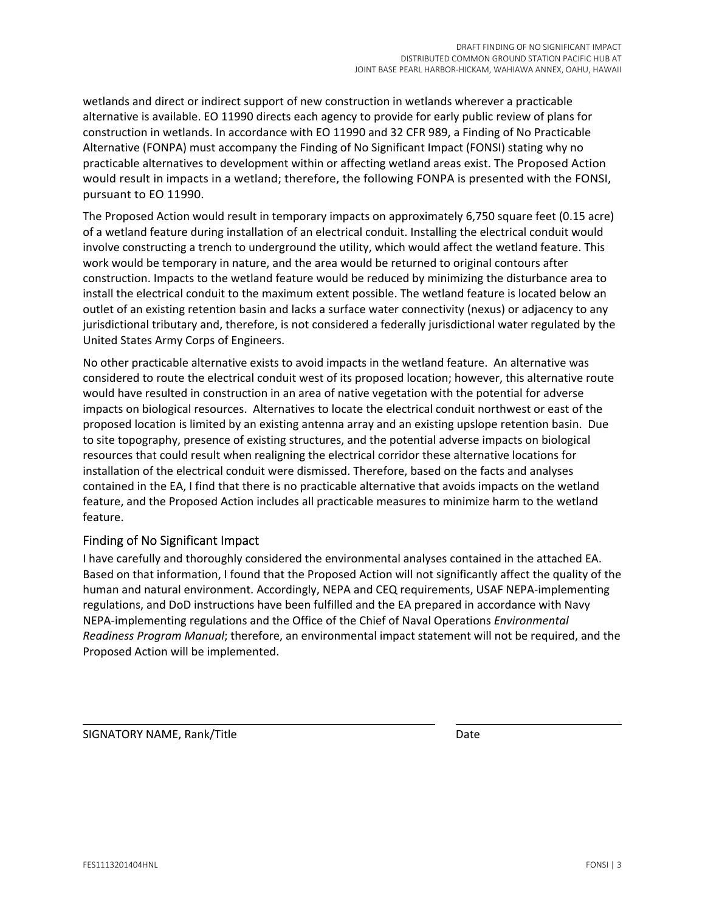wetlands and direct or indirect support of new construction in wetlands wherever a practicable alternative is available. EO 11990 directs each agency to provide for early public review of plans for construction in wetlands. In accordance with EO 11990 and 32 CFR 989, a Finding of No Practicable Alternative (FONPA) must accompany the Finding of No Significant Impact (FONSI) stating why no practicable alternatives to development within or affecting wetland areas exist. The Proposed Action would result in impacts in a wetland; therefore, the following FONPA is presented with the FONSI, pursuant to EO 11990.

The Proposed Action would result in temporary impacts on approximately 6,750 square feet (0.15 acre) of a wetland feature during installation of an electrical conduit. Installing the electrical conduit would involve constructing a trench to underground the utility, which would affect the wetland feature. This work would be temporary in nature, and the area would be returned to original contours after construction. Impacts to the wetland feature would be reduced by minimizing the disturbance area to install the electrical conduit to the maximum extent possible. The wetland feature is located below an outlet of an existing retention basin and lacks a surface water connectivity (nexus) or adjacency to any jurisdictional tributary and, therefore, is not considered a federally jurisdictional water regulated by the United States Army Corps of Engineers.

No other practicable alternative exists to avoid impacts in the wetland feature. An alternative was considered to route the electrical conduit west of its proposed location; however, this alternative route would have resulted in construction in an area of native vegetation with the potential for adverse impacts on biological resources. Alternatives to locate the electrical conduit northwest or east of the proposed location is limited by an existing antenna array and an existing upslope retention basin. Due to site topography, presence of existing structures, and the potential adverse impacts on biological resources that could result when realigning the electrical corridor these alternative locations for installation of the electrical conduit were dismissed. Therefore, based on the facts and analyses contained in the EA, I find that there is no practicable alternative that avoids impacts on the wetland feature, and the Proposed Action includes all practicable measures to minimize harm to the wetland feature.

## Finding of No Significant Impact

I have carefully and thoroughly considered the environmental analyses contained in the attached EA. Based on that information, I found that the Proposed Action will not significantly affect the quality of the human and natural environment. Accordingly, NEPA and CEQ requirements, USAF NEPA-implementing regulations, and DoD instructions have been fulfilled and the EA prepared in accordance with Navy NEPA-implementing regulations and the Office of the Chief of Naval Operations *Environmental Readiness Program Manual*; therefore, an environmental impact statement will not be required, and the Proposed Action will be implemented.

SIGNATORY NAME, Rank/Title

Date